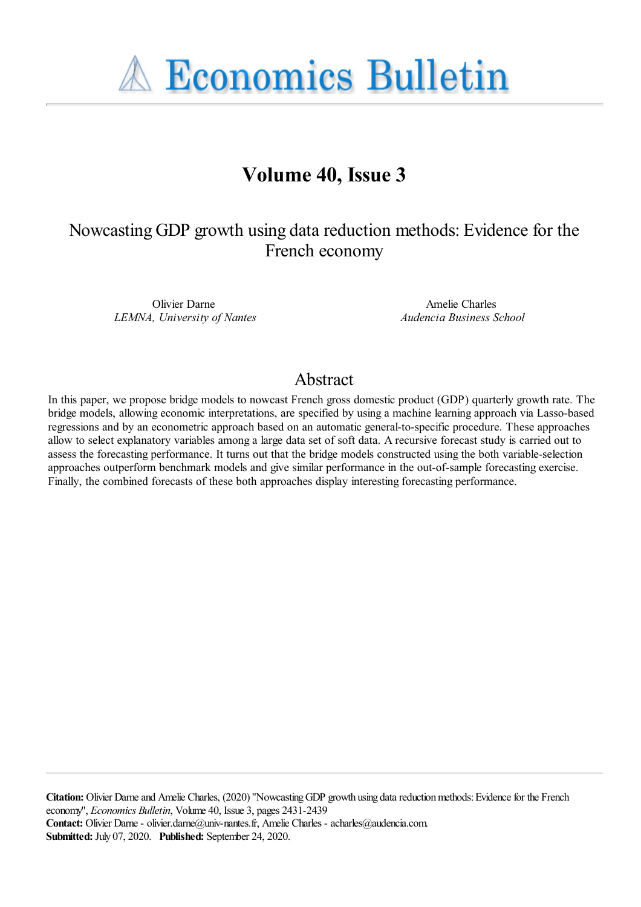# Economics Bulletin

## Volume 40, Issue 3

### Nowcasting GDP growth using data reduction methods: Evidence for the French economy

Olivier Darne
*LEMNA, University of Nantes*

Amelie Charles
*Audencia Business School*

## Abstract

In this paper, we propose bridge models to nowcast French gross domestic product (GDP) quarterly growth rate. The bridge models, allowing economic interpretations, are specified by using a machine learning approach via Lasso-based regressions and by an econometric approach based on an automatic general-to-specific procedure. These approaches allow to select explanatory variables among a large data set of soft data. A recursive forecast study is carried out to assess the forecasting performance. It turns out that the bridge models constructed using the both variable-selection approaches outperform benchmark models and give similar performance in the out-of-sample forecasting exercise. Finally, the combined forecasts of these both approaches display interesting forecasting performance.

---

**Citation:** Olivier Darne and Amelie Charles, (2020) "Nowcasting GDP growth using data reduction methods: Evidence for the French economy", *Economics Bulletin*, Volume 40, Issue 3, pages 2431-2439
**Contact:** Olivier Darne - olivier.darne@univ-nantes.fr, Amelie Charles - acharles@audencia.com.
**Submitted:** July 07, 2020. **Published:** September 24, 2020.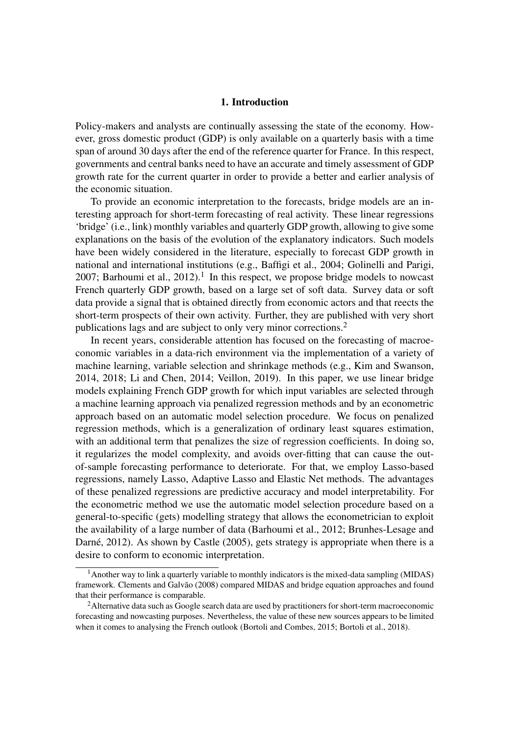## 1. Introduction

Policy-makers and analysts are continually assessing the state of the economy. However, gross domestic product (GDP) is only available on a quarterly basis with a time span of around 30 days after the end of the reference quarter for France. In this respect, governments and central banks need to have an accurate and timely assessment of GDP growth rate for the current quarter in order to provide a better and earlier analysis of the economic situation.

To provide an economic interpretation to the forecasts, bridge models are an interesting approach for short-term forecasting of real activity. These linear regressions 'bridge' (i.e., link) monthly variables and quarterly GDP growth, allowing to give some explanations on the basis of the evolution of the explanatory indicators. Such models have been widely considered in the literature, especially to forecast GDP growth in national and international institutions (e.g., Baffigi et al., 2004; Golinelli and Parigi, 2007; Barhoumi et al., 2012).[1] In this respect, we propose bridge models to nowcast French quarterly GDP growth, based on a large set of soft data. Survey data or soft data provide a signal that is obtained directly from economic actors and that reects the short-term prospects of their own activity. Further, they are published with very short publications lags and are subject to only very minor corrections.[2]

In recent years, considerable attention has focused on the forecasting of macroeconomic variables in a data-rich environment via the implementation of a variety of machine learning, variable selection and shrinkage methods (e.g., Kim and Swanson, 2014, 2018; Li and Chen, 2014; Veillon, 2019). In this paper, we use linear bridge models explaining French GDP growth for which input variables are selected through a machine learning approach via penalized regression methods and by an econometric approach based on an automatic model selection procedure. We focus on penalized regression methods, which is a generalization of ordinary least squares estimation, with an additional term that penalizes the size of regression coefficients. In doing so, it regularizes the model complexity, and avoids over-fitting that can cause the out-of-sample forecasting performance to deteriorate. For that, we employ Lasso-based regressions, namely Lasso, Adaptive Lasso and Elastic Net methods. The advantages of these penalized regressions are predictive accuracy and model interpretability. For the econometric method we use the automatic model selection procedure based on a general-to-specific (gets) modelling strategy that allows the econometrician to exploit the availability of a large number of data (Barhoumi et al., 2012; Brunhes-Lesage and Darné, 2012). As shown by Castle (2005), gets strategy is appropriate when there is a desire to conform to economic interpretation.

[1] Another way to link a quarterly variable to monthly indicators is the mixed-data sampling (MIDAS) framework. Clements and Galvão (2008) compared MIDAS and bridge equation approaches and found that their performance is comparable.

[2] Alternative data such as Google search data are used by practitioners for short-term macroeconomic forecasting and nowcasting purposes. Nevertheless, the value of these new sources appears to be limited when it comes to analysing the French outlook (Bortoli and Combes, 2015; Bortoli et al., 2018).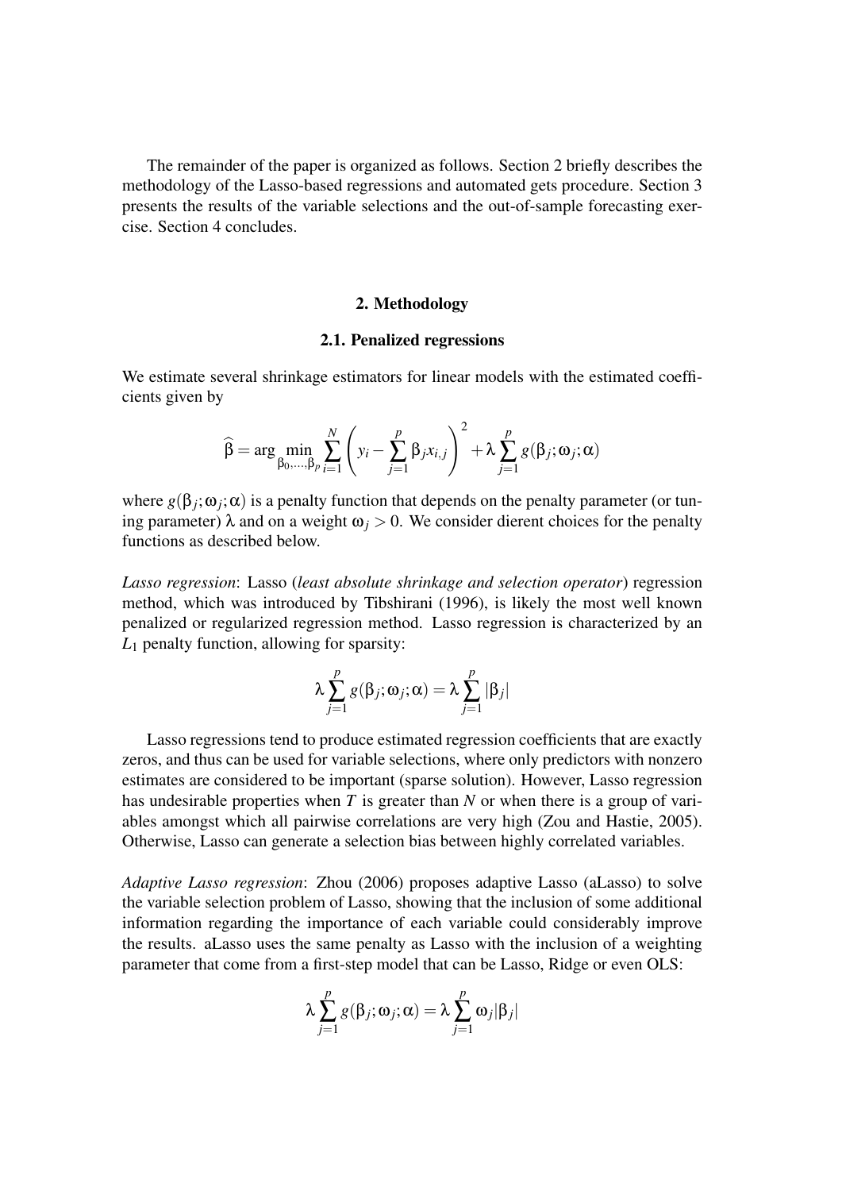The remainder of the paper is organized as follows. Section 2 briefly describes the methodology of the Lasso-based regressions and automated gets procedure. Section 3 presents the results of the variable selections and the out-of-sample forecasting exercise. Section 4 concludes.

## 2. Methodology

### 2.1. Penalized regressions

We estimate several shrinkage estimators for linear models with the estimated coefficients given by

$$\widehat{\beta} = \arg\min_{\beta_0,\ldots,\beta_p} \sum_{i=1}^{N} \left( y_i - \sum_{j=1}^{p} \beta_j x_{i,j} \right)^2 + \lambda \sum_{j=1}^{p} g(\beta_j; \omega_j; \alpha)$$

where $g(\beta_j; \omega_j; \alpha)$ is a penalty function that depends on the penalty parameter (or tuning parameter) $\lambda$ and on a weight $\omega_j > 0$. We consider dierent choices for the penalty functions as described below.

*Lasso regression*: Lasso (*least absolute shrinkage and selection operator*) regression method, which was introduced by Tibshirani (1996), is likely the most well known penalized or regularized regression method. Lasso regression is characterized by an $L_1$ penalty function, allowing for sparsity:

$$\lambda \sum_{j=1}^{p} g(\beta_j; \omega_j; \alpha) = \lambda \sum_{j=1}^{p} |\beta_j|$$

Lasso regressions tend to produce estimated regression coefficients that are exactly zeros, and thus can be used for variable selections, where only predictors with nonzero estimates are considered to be important (sparse solution). However, Lasso regression has undesirable properties when $T$ is greater than $N$ or when there is a group of variables amongst which all pairwise correlations are very high (Zou and Hastie, 2005). Otherwise, Lasso can generate a selection bias between highly correlated variables.

*Adaptive Lasso regression*: Zhou (2006) proposes adaptive Lasso (aLasso) to solve the variable selection problem of Lasso, showing that the inclusion of some additional information regarding the importance of each variable could considerably improve the results. aLasso uses the same penalty as Lasso with the inclusion of a weighting parameter that come from a first-step model that can be Lasso, Ridge or even OLS:

$$\lambda \sum_{j=1}^{p} g(\beta_j; \omega_j; \alpha) = \lambda \sum_{j=1}^{p} \omega_j |\beta_j|$$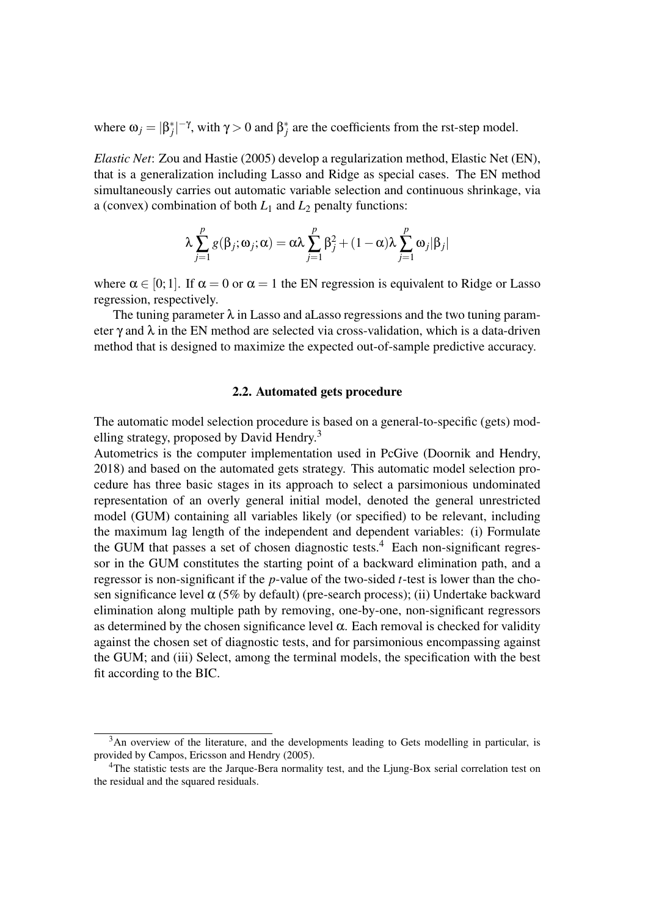where $\omega_j = |\beta_j^*|^{-\gamma}$, with $\gamma > 0$ and $\beta_j^*$ are the coefficients from the rst-step model.

*Elastic Net*: Zou and Hastie (2005) develop a regularization method, Elastic Net (EN), that is a generalization including Lasso and Ridge as special cases. The EN method simultaneously carries out automatic variable selection and continuous shrinkage, via a (convex) combination of both $L_1$ and $L_2$ penalty functions:

$$\lambda \sum_{j=1}^{p} g(\beta_j; \omega_j; \alpha) = \alpha\lambda \sum_{j=1}^{p} \beta_j^2 + (1-\alpha)\lambda \sum_{j=1}^{p} \omega_j |\beta_j|$$

where $\alpha \in [0;1]$. If $\alpha = 0$ or $\alpha = 1$ the EN regression is equivalent to Ridge or Lasso regression, respectively.

The tuning parameter $\lambda$ in Lasso and aLasso regressions and the two tuning parameter $\gamma$ and $\lambda$ in the EN method are selected via cross-validation, which is a data-driven method that is designed to maximize the expected out-of-sample predictive accuracy.

### 2.2. Automated gets procedure

The automatic model selection procedure is based on a general-to-specific (gets) modelling strategy, proposed by David Hendry.[3]

Autometrics is the computer implementation used in PcGive (Doornik and Hendry, 2018) and based on the automated gets strategy. This automatic model selection procedure has three basic stages in its approach to select a parsimonious undominated representation of an overly general initial model, denoted the general unrestricted model (GUM) containing all variables likely (or specified) to be relevant, including the maximum lag length of the independent and dependent variables: (i) Formulate the GUM that passes a set of chosen diagnostic tests.[4] Each non-significant regressor in the GUM constitutes the starting point of a backward elimination path, and a regressor is non-significant if the $p$-value of the two-sided $t$-test is lower than the chosen significance level $\alpha$ (5% by default) (pre-search process); (ii) Undertake backward elimination along multiple path by removing, one-by-one, non-significant regressors as determined by the chosen significance level $\alpha$. Each removal is checked for validity against the chosen set of diagnostic tests, and for parsimonious encompassing against the GUM; and (iii) Select, among the terminal models, the specification with the best fit according to the BIC.

---

[3] An overview of the literature, and the developments leading to Gets modelling in particular, is provided by Campos, Ericsson and Hendry (2005).

[4] The statistic tests are the Jarque-Bera normality test, and the Ljung-Box serial correlation test on the residual and the squared residuals.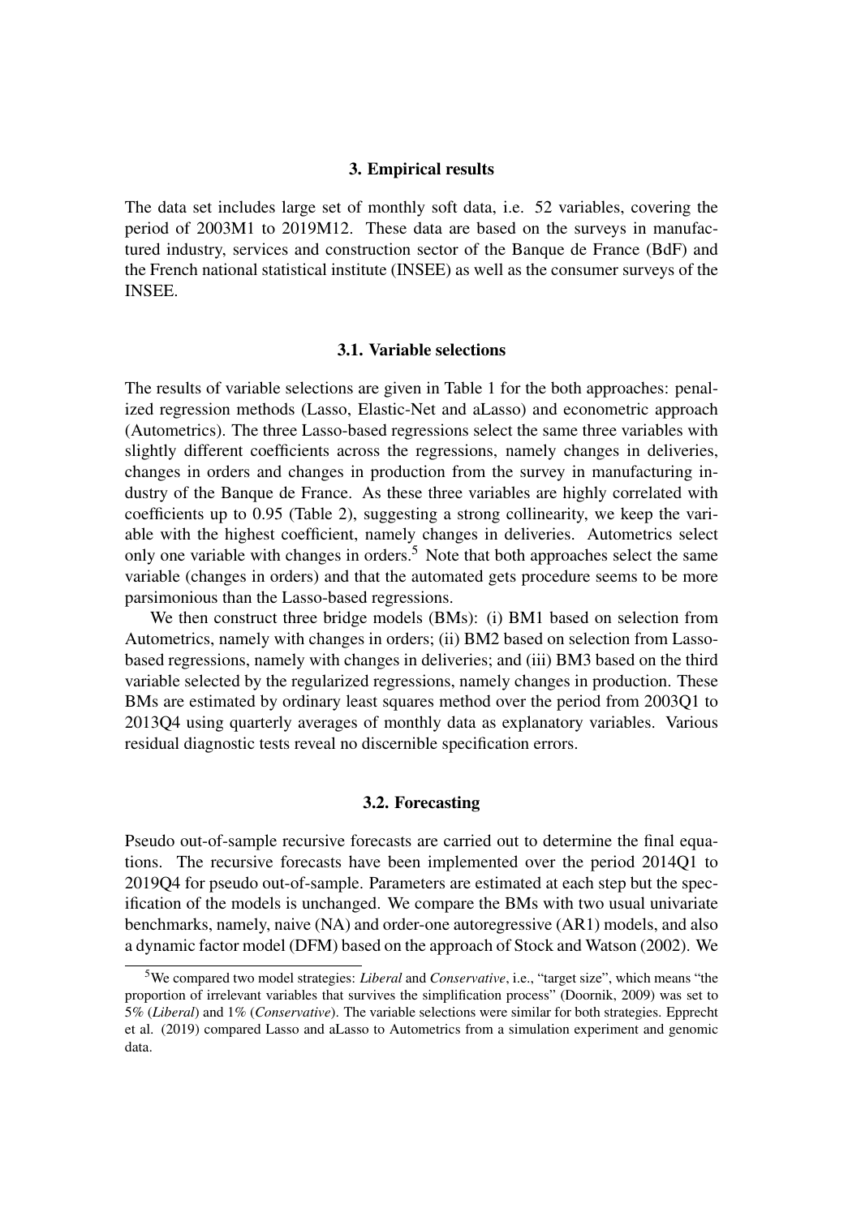## 3. Empirical results

The data set includes large set of monthly soft data, i.e. 52 variables, covering the period of 2003M1 to 2019M12. These data are based on the surveys in manufactured industry, services and construction sector of the Banque de France (BdF) and the French national statistical institute (INSEE) as well as the consumer surveys of the INSEE.

### 3.1. Variable selections

The results of variable selections are given in Table 1 for the both approaches: penalized regression methods (Lasso, Elastic-Net and aLasso) and econometric approach (Autometrics). The three Lasso-based regressions select the same three variables with slightly different coefficients across the regressions, namely changes in deliveries, changes in orders and changes in production from the survey in manufacturing industry of the Banque de France. As these three variables are highly correlated with coefficients up to 0.95 (Table 2), suggesting a strong collinearity, we keep the variable with the highest coefficient, namely changes in deliveries. Autometrics select only one variable with changes in orders.[5] Note that both approaches select the same variable (changes in orders) and that the automated gets procedure seems to be more parsimonious than the Lasso-based regressions.

We then construct three bridge models (BMs): (i) BM1 based on selection from Autometrics, namely with changes in orders; (ii) BM2 based on selection from Lasso-based regressions, namely with changes in deliveries; and (iii) BM3 based on the third variable selected by the regularized regressions, namely changes in production. These BMs are estimated by ordinary least squares method over the period from 2003Q1 to 2013Q4 using quarterly averages of monthly data as explanatory variables. Various residual diagnostic tests reveal no discernible specification errors.

### 3.2. Forecasting

Pseudo out-of-sample recursive forecasts are carried out to determine the final equations. The recursive forecasts have been implemented over the period 2014Q1 to 2019Q4 for pseudo out-of-sample. Parameters are estimated at each step but the specification of the models is unchanged. We compare the BMs with two usual univariate benchmarks, namely, naive (NA) and order-one autoregressive (AR1) models, and also a dynamic factor model (DFM) based on the approach of Stock and Watson (2002). We

[5] We compared two model strategies: *Liberal* and *Conservative*, i.e., "target size", which means "the proportion of irrelevant variables that survives the simplification process" (Doornik, 2009) was set to 5% (*Liberal*) and 1% (*Conservative*). The variable selections were similar for both strategies. Epprecht et al. (2019) compared Lasso and aLasso to Autometrics from a simulation experiment and genomic data.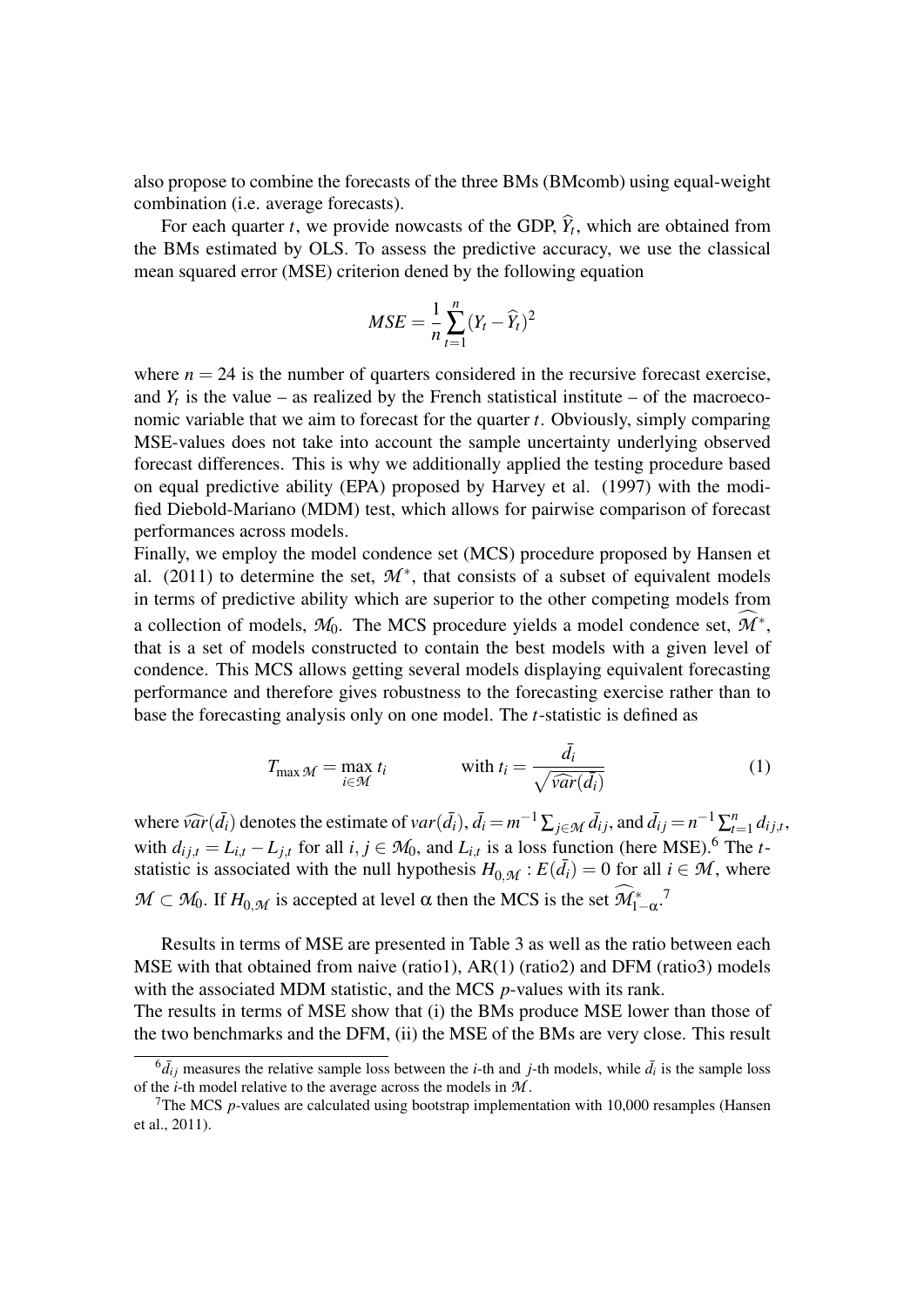also propose to combine the forecasts of the three BMs (BMcomb) using equal-weight combination (i.e. average forecasts).

For each quarter $t$, we provide nowcasts of the GDP, $\widehat{Y}_t$, which are obtained from the BMs estimated by OLS. To assess the predictive accuracy, we use the classical mean squared error (MSE) criterion dened by the following equation

$$MSE = \frac{1}{n}\sum_{t=1}^{n}(Y_t - \widehat{Y}_t)^2$$

where $n = 24$ is the number of quarters considered in the recursive forecast exercise, and $Y_t$ is the value – as realized by the French statistical institute – of the macroeconomic variable that we aim to forecast for the quarter $t$. Obviously, simply comparing MSE-values does not take into account the sample uncertainty underlying observed forecast differences. This is why we additionally applied the testing procedure based on equal predictive ability (EPA) proposed by Harvey et al. (1997) with the modified Diebold-Mariano (MDM) test, which allows for pairwise comparison of forecast performances across models.

Finally, we employ the model condence set (MCS) procedure proposed by Hansen et al. (2011) to determine the set, $\mathcal{M}^*$, that consists of a subset of equivalent models in terms of predictive ability which are superior to the other competing models from a collection of models, $\mathcal{M}_0$. The MCS procedure yields a model condence set, $\widehat{\mathcal{M}}^*$, that is a set of models constructed to contain the best models with a given level of condence. This MCS allows getting several models displaying equivalent forecasting performance and therefore gives robustness to the forecasting exercise rather than to base the forecasting analysis only on one model. The $t$-statistic is defined as

$$T_{\max\mathcal{M}} = \max_{i\in\mathcal{M}} t_i \qquad \text{with } t_i = \frac{\bar{d}_i}{\sqrt{\widehat{var}(\bar{d}_i)}} \tag{1}$$

where $\widehat{var}(\bar{d}_i)$ denotes the estimate of $var(\bar{d}_i)$, $\bar{d}_i = m^{-1}\sum_{j\in\mathcal{M}}\bar{d}_{ij}$, and $\bar{d}_{ij} = n^{-1}\sum_{t=1}^{n} d_{ij,t}$, with $d_{ij,t} = L_{i,t} - L_{j,t}$ for all $i, j \in \mathcal{M}_0$, and $L_{i,t}$ is a loss function (here MSE).[6] The $t$-statistic is associated with the null hypothesis $H_{0,\mathcal{M}} : E(\bar{d}_i) = 0$ for all $i \in \mathcal{M}$, where $\mathcal{M} \subset \mathcal{M}_0$. If $H_{0,\mathcal{M}}$ is accepted at level $\alpha$ then the MCS is the set $\widehat{\mathcal{M}}^*_{1-\alpha}$.[7]

Results in terms of MSE are presented in Table 3 as well as the ratio between each MSE with that obtained from naive (ratio1), AR(1) (ratio2) and DFM (ratio3) models with the associated MDM statistic, and the MCS $p$-values with its rank.

The results in terms of MSE show that (i) the BMs produce MSE lower than those of the two benchmarks and the DFM, (ii) the MSE of the BMs are very close. This result

[6] $\bar{d}_{ij}$ measures the relative sample loss between the $i$-th and $j$-th models, while $\bar{d}_i$ is the sample loss of the $i$-th model relative to the average across the models in $\mathcal{M}$.

[7] The MCS $p$-values are calculated using bootstrap implementation with 10,000 resamples (Hansen et al., 2011).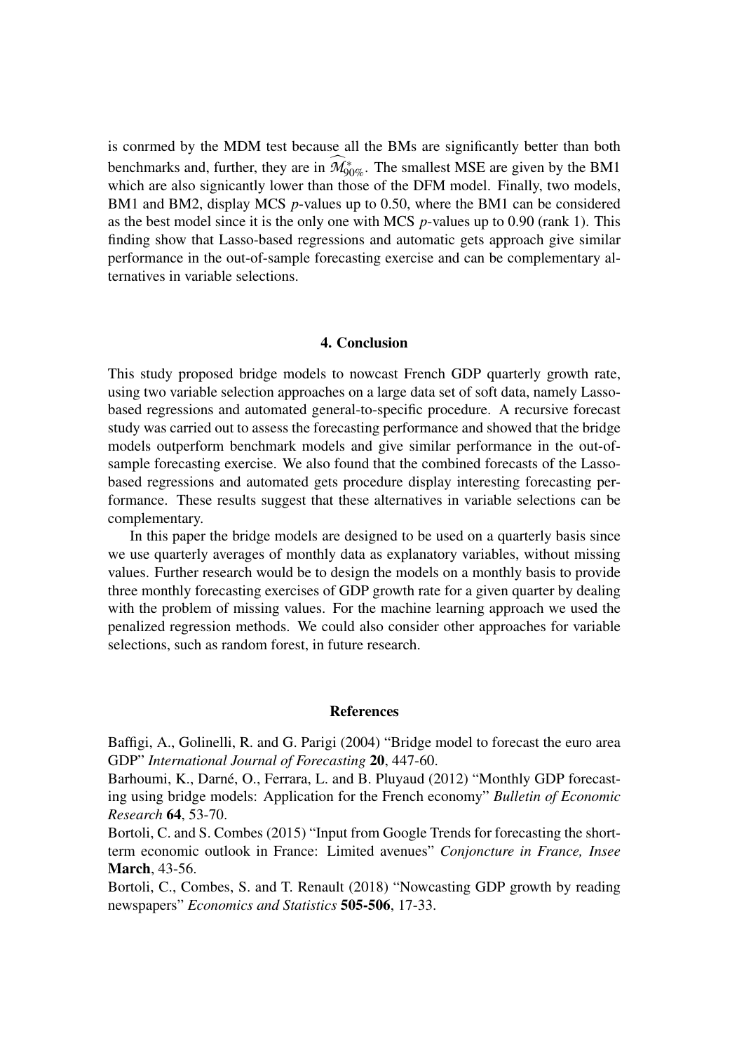is conrmed by the MDM test because all the BMs are significantly better than both benchmarks and, further, they are in $\widehat{\mathcal{M}}^*_{90\%}$. The smallest MSE are given by the BM1 which are also signicantly lower than those of the DFM model. Finally, two models, BM1 and BM2, display MCS $p$-values up to 0.50, where the BM1 can be considered as the best model since it is the only one with MCS $p$-values up to 0.90 (rank 1). This finding show that Lasso-based regressions and automatic gets approach give similar performance in the out-of-sample forecasting exercise and can be complementary alternatives in variable selections.

## 4. Conclusion

This study proposed bridge models to nowcast French GDP quarterly growth rate, using two variable selection approaches on a large data set of soft data, namely Lasso-based regressions and automated general-to-specific procedure. A recursive forecast study was carried out to assess the forecasting performance and showed that the bridge models outperform benchmark models and give similar performance in the out-of-sample forecasting exercise. We also found that the combined forecasts of the Lasso-based regressions and automated gets procedure display interesting forecasting performance. These results suggest that these alternatives in variable selections can be complementary.

In this paper the bridge models are designed to be used on a quarterly basis since we use quarterly averages of monthly data as explanatory variables, without missing values. Further research would be to design the models on a monthly basis to provide three monthly forecasting exercises of GDP growth rate for a given quarter by dealing with the problem of missing values. For the machine learning approach we used the penalized regression methods. We could also consider other approaches for variable selections, such as random forest, in future research.

## References

Baffigi, A., Golinelli, R. and G. Parigi (2004) "Bridge model to forecast the euro area GDP" *International Journal of Forecasting* **20**, 447-60.

Barhoumi, K., Darné, O., Ferrara, L. and B. Pluyaud (2012) "Monthly GDP forecasting using bridge models: Application for the French economy" *Bulletin of Economic Research* **64**, 53-70.

Bortoli, C. and S. Combes (2015) "Input from Google Trends for forecasting the short-term economic outlook in France: Limited avenues" *Conjoncture in France, Insee* **March**, 43-56.

Bortoli, C., Combes, S. and T. Renault (2018) "Nowcasting GDP growth by reading newspapers" *Economics and Statistics* **505-506**, 17-33.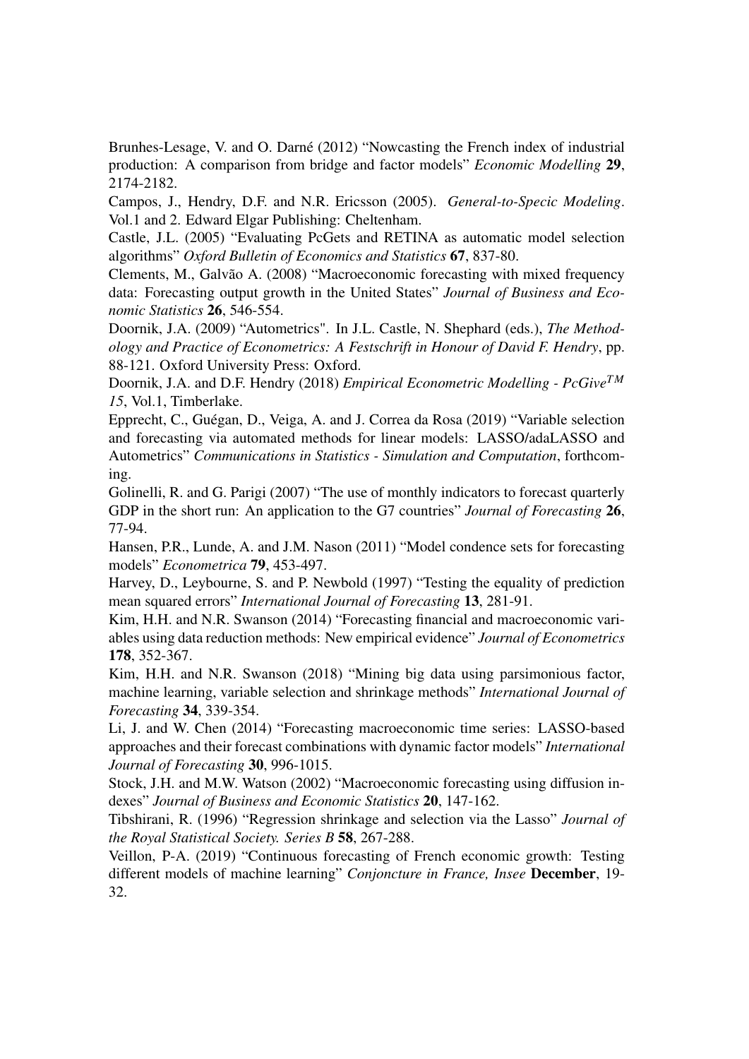Brunhes-Lesage, V. and O. Darné (2012) "Nowcasting the French index of industrial production: A comparison from bridge and factor models" *Economic Modelling* **29**, 2174-2182.

Campos, J., Hendry, D.F. and N.R. Ericsson (2005). *General-to-Specic Modeling*. Vol.1 and 2. Edward Elgar Publishing: Cheltenham.

Castle, J.L. (2005) "Evaluating PcGets and RETINA as automatic model selection algorithms" *Oxford Bulletin of Economics and Statistics* **67**, 837-80.

Clements, M., Galvão A. (2008) "Macroeconomic forecasting with mixed frequency data: Forecasting output growth in the United States" *Journal of Business and Economic Statistics* **26**, 546-554.

Doornik, J.A. (2009) "Autometrics". In J.L. Castle, N. Shephard (eds.), *The Methodology and Practice of Econometrics: A Festschrift in Honour of David F. Hendry*, pp. 88-121. Oxford University Press: Oxford.

Doornik, J.A. and D.F. Hendry (2018) *Empirical Econometric Modelling - PcGive$^{TM}$ 15*, Vol.1, Timberlake.

Epprecht, C., Guégan, D., Veiga, A. and J. Correa da Rosa (2019) "Variable selection and forecasting via automated methods for linear models: LASSO/adaLASSO and Autometrics" *Communications in Statistics - Simulation and Computation*, forthcoming.

Golinelli, R. and G. Parigi (2007) "The use of monthly indicators to forecast quarterly GDP in the short run: An application to the G7 countries" *Journal of Forecasting* **26**, 77-94.

Hansen, P.R., Lunde, A. and J.M. Nason (2011) "Model condence sets for forecasting models" *Econometrica* **79**, 453-497.

Harvey, D., Leybourne, S. and P. Newbold (1997) "Testing the equality of prediction mean squared errors" *International Journal of Forecasting* **13**, 281-91.

Kim, H.H. and N.R. Swanson (2014) "Forecasting financial and macroeconomic variables using data reduction methods: New empirical evidence" *Journal of Econometrics* **178**, 352-367.

Kim, H.H. and N.R. Swanson (2018) "Mining big data using parsimonious factor, machine learning, variable selection and shrinkage methods" *International Journal of Forecasting* **34**, 339-354.

Li, J. and W. Chen (2014) "Forecasting macroeconomic time series: LASSO-based approaches and their forecast combinations with dynamic factor models" *International Journal of Forecasting* **30**, 996-1015.

Stock, J.H. and M.W. Watson (2002) "Macroeconomic forecasting using diffusion indexes" *Journal of Business and Economic Statistics* **20**, 147-162.

Tibshirani, R. (1996) "Regression shrinkage and selection via the Lasso" *Journal of the Royal Statistical Society. Series B* **58**, 267-288.

Veillon, P-A. (2019) "Continuous forecasting of French economic growth: Testing different models of machine learning" *Conjoncture in France, Insee* **December**, 19-32.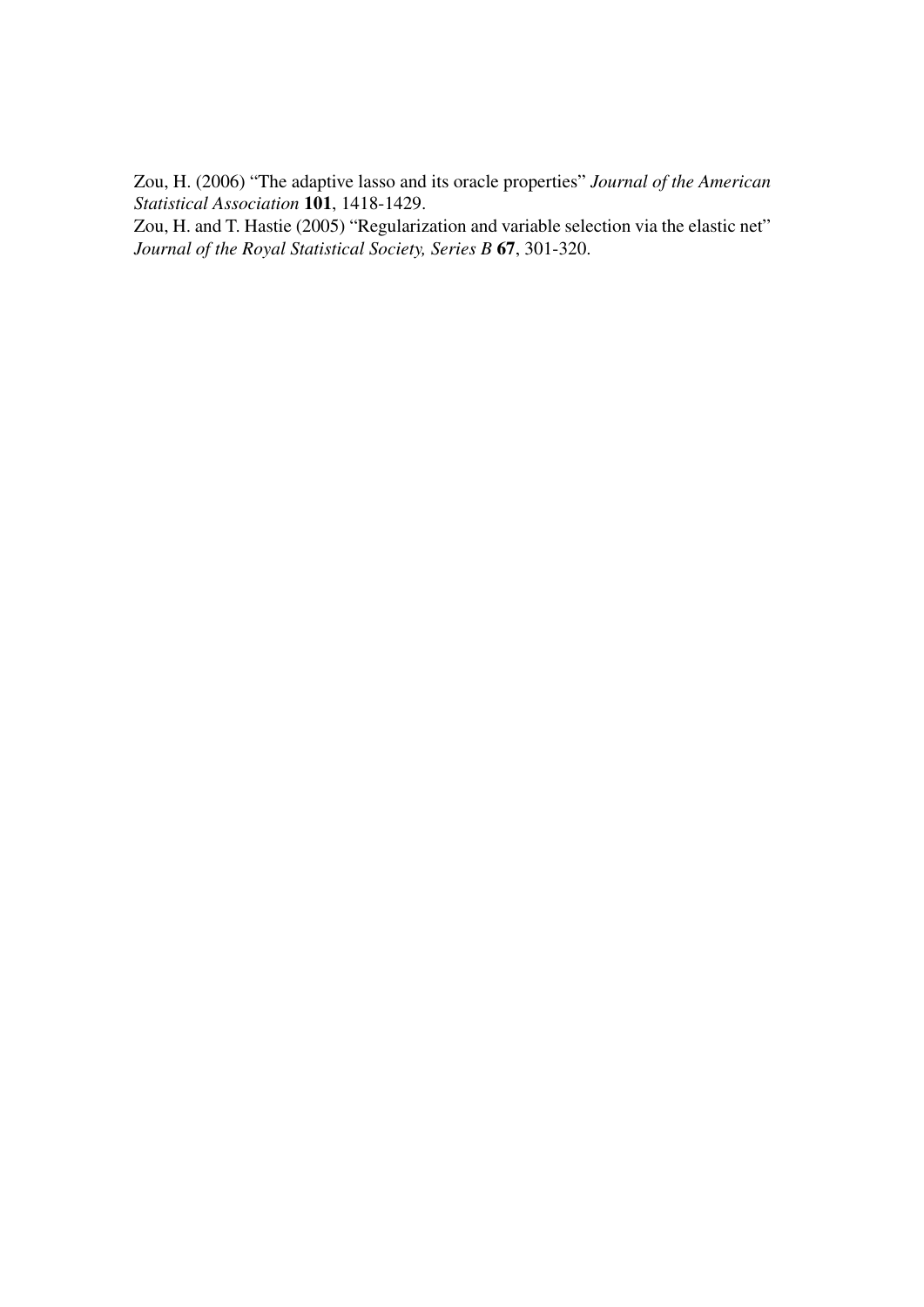Zou, H. (2006) "The adaptive lasso and its oracle properties" *Journal of the American Statistical Association* **101**, 1418-1429.

Zou, H. and T. Hastie (2005) "Regularization and variable selection via the elastic net" *Journal of the Royal Statistical Society, Series B* **67**, 301-320.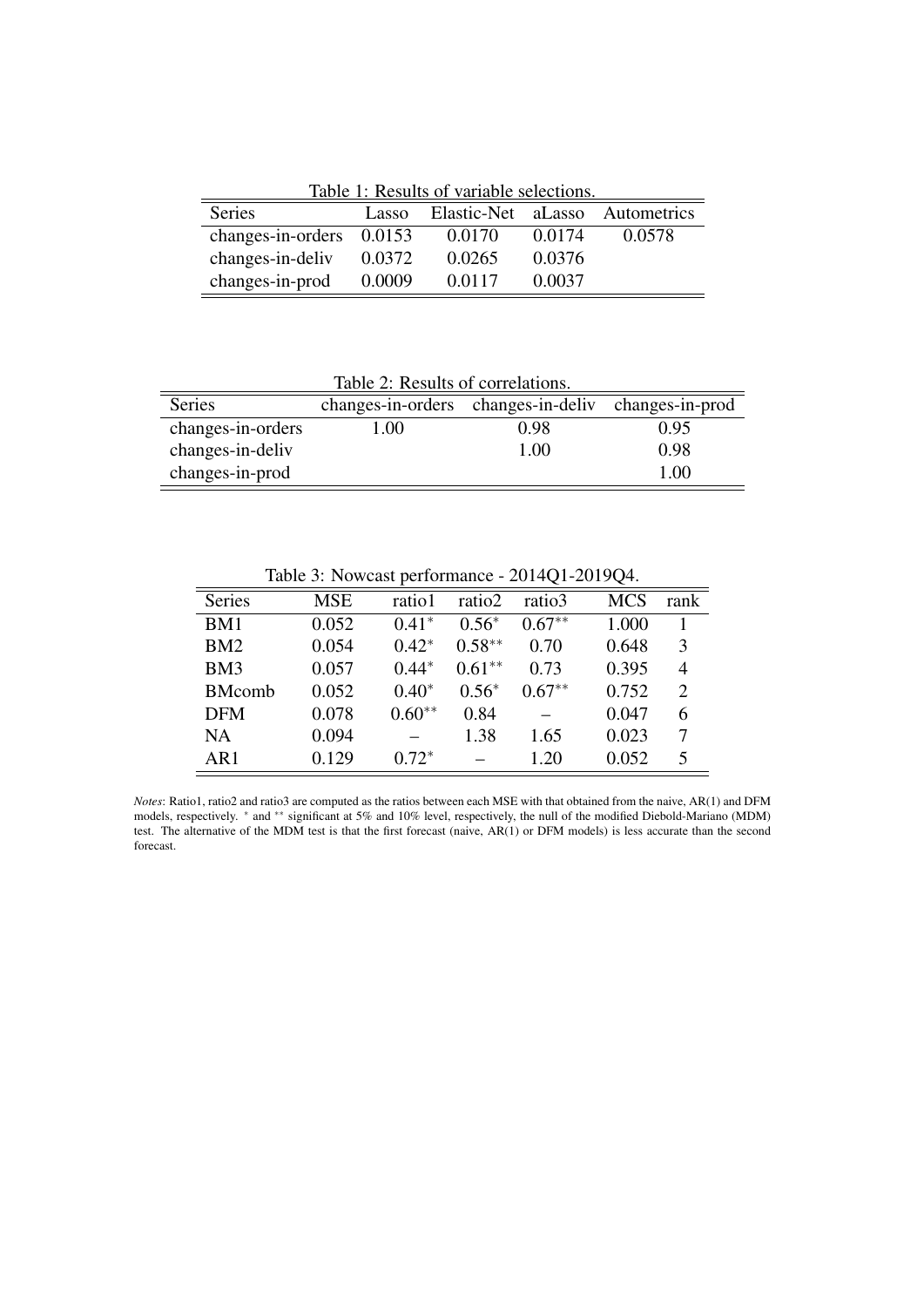Table 1: Results of variable selections.

| Series | Lasso | Elastic-Net | aLasso | Autometrics |
|---|---|---|---|---|
| changes-in-orders | 0.0153 | 0.0170 | 0.0174 | 0.0578 |
| changes-in-deliv | 0.0372 | 0.0265 | 0.0376 | |
| changes-in-prod | 0.0009 | 0.0117 | 0.0037 | |

Table 2: Results of correlations.

| Series | changes-in-orders | changes-in-deliv | changes-in-prod |
|---|---|---|---|
| changes-in-orders | 1.00 | 0.98 | 0.95 |
| changes-in-deliv | | 1.00 | 0.98 |
| changes-in-prod | | | 1.00 |

Table 3: Nowcast performance - 2014Q1-2019Q4.

| Series | MSE | ratio1 | ratio2 | ratio3 | MCS | rank |
|---|---|---|---|---|---|---|
| BM1 | 0.052 | $0.41^{*}$ | $0.56^{*}$ | $0.67^{**}$ | 1.000 | 1 |
| BM2 | 0.054 | $0.42^{*}$ | $0.58^{**}$ | 0.70 | 0.648 | 3 |
| BM3 | 0.057 | $0.44^{*}$ | $0.61^{**}$ | 0.73 | 0.395 | 4 |
| BMcomb | 0.052 | $0.40^{*}$ | $0.56^{*}$ | $0.67^{**}$ | 0.752 | 2 |
| DFM | 0.078 | $0.60^{**}$ | 0.84 | – | 0.047 | 6 |
| NA | 0.094 | – | 1.38 | 1.65 | 0.023 | 7 |
| AR1 | 0.129 | $0.72^{*}$ | – | 1.20 | 0.052 | 5 |

*Notes*: Ratio1, ratio2 and ratio3 are computed as the ratios between each MSE with that obtained from the naive, AR(1) and DFM models, respectively. $^{*}$ and $^{**}$ significant at 5% and 10% level, respectively, the null of the modified Diebold-Mariano (MDM) test. The alternative of the MDM test is that the first forecast (naive, AR(1) or DFM models) is less accurate than the second forecast.